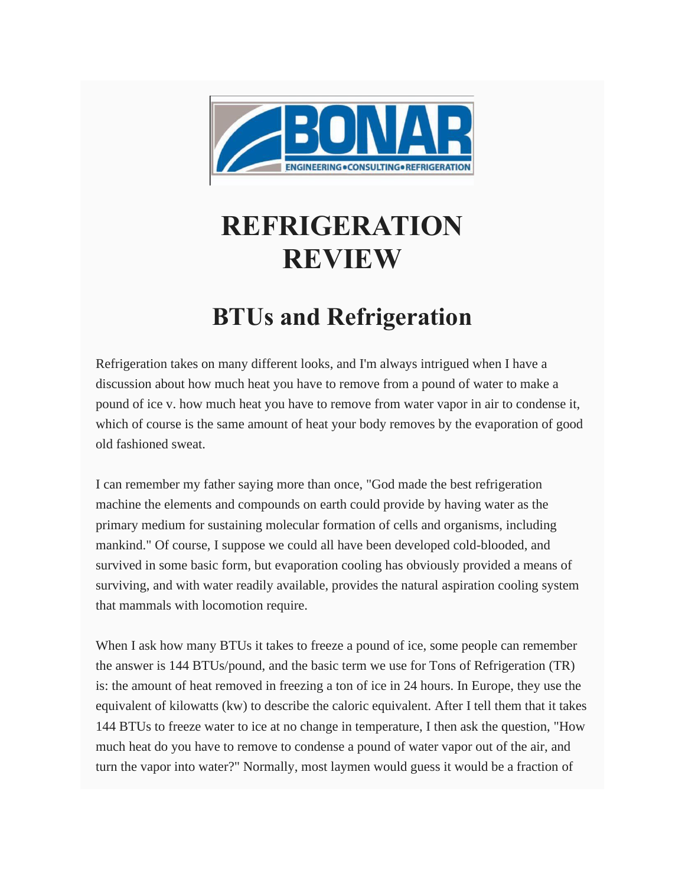# REFRIGERATION REVIEW

## BTUs and Refrigeration

Refrigeration takes on many different looks, and I'm always intrigued when I have a discussion about how much heat you have to remove from a pound of water to make a pound of ice v. how much heat you have to remove from water vapor in air to condense it, which of course is the same amount of heat your body removes by the evaporation of good old fashioned sweat.

I can remember my father saying more than once, "God made the best refrigeration machine the elements and compounds on earth could provide by having water as the primary medium for sustaining molecular formation of cells and organisms, including mankind." Of course, I suppose we could all have been developed cold-blooded, and survived in some basic form, but evaporation cooling has obviously provided a means of surviving, and with water readily available, provides the natural aspiration cooling system that mammals with locomotion require.

When I ask how many BTUs it takes to freeze a pound of ice, some people can remember the answer is 144 BTUs/pound, and the basic term we use for Tons of Refrigeration (TR) is: the amount of heat removed in freezing a ton of ice in 24 hours. In Europe, they use the equivalent of kilowatts (kw) to describe the caloric equivalent. After I tell them that it takes 144 BTUs to freeze water to ice at no change in temperature, I then ask the question, "How much heat do you have to remove to condense a pound of water vapor out of the air, and turn the vapor into water?" Normally, most laymen would guess it would be a fraction of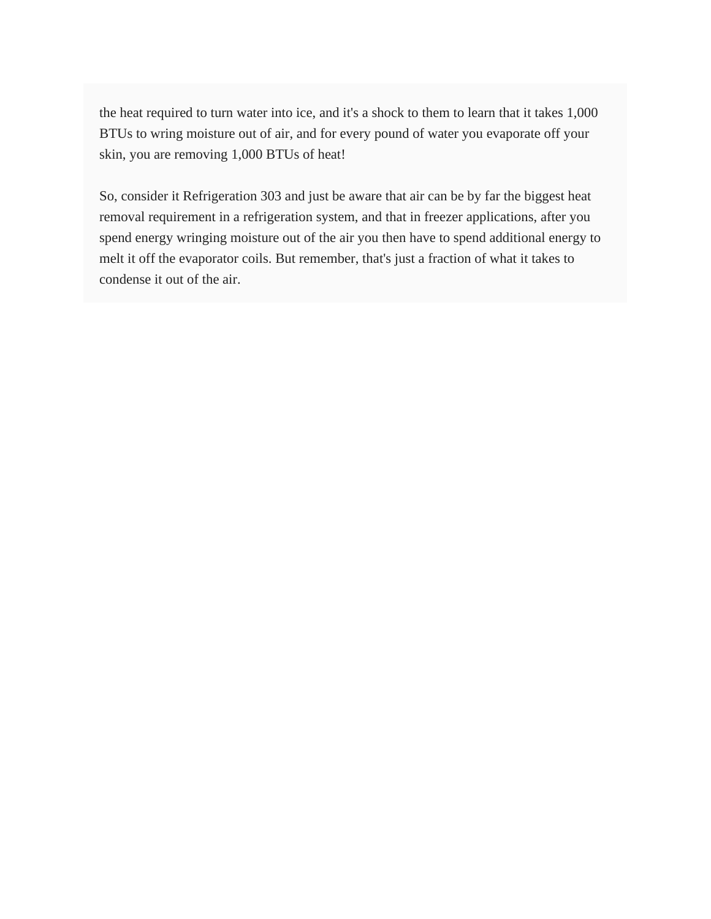the heat required to turn water into ice, and it's a shock to them to learn that it takes 1,000 BTUs to wring moisture out of air, and for every pound of water you evaporate off your skin, you are removing 1,000 BTUs of heat!

So, consider it Refrigeration 303 and just be aware that air can be by far the biggest heat removal requirement in a refrigeration system, and that in freezer applications, after you spend energy wringing moisture out of the air you then have to spend additional energy to melt it off the evaporator coils. But remember, that's just a fraction of what it takes to condense it out of the air.